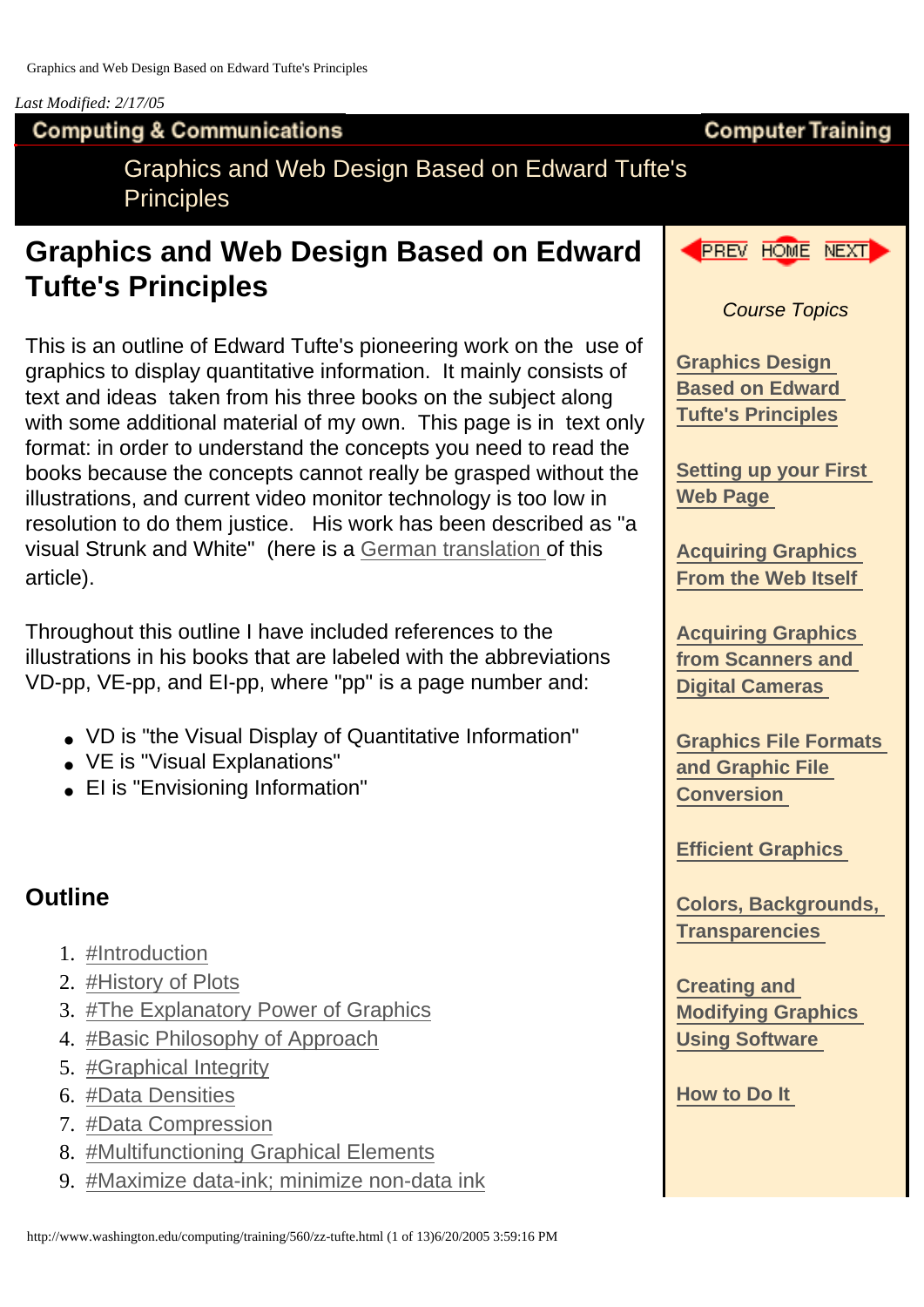*Last Modified: 2/17/05*

**Computing & Communications** | **Computer Training**

Graphics and Web Design Based on Edward Tufte's Principles

# Graphics and Web Design Based on Edward Tufte's Principles

This is an outline of Edward Tufte's pioneering work on the use of graphics to display quantitative information. It mainly consists of text and ideas taken from his three books on the subject along with some additional material of my own. This page is in text only format: in order to understand the concepts you need to read the books because the concepts cannot really be grasped without the illustrations, and current video monitor technology is too low in resolution to do them justice. His work has been described as "a visual Strunk and White" (here is a German translation of this article).

Throughout this outline I have included references to the illustrations in his books that are labeled with the abbreviations VD-pp, VE-pp, and EI-pp, where "pp" is a page number and:

- VD is "the Visual Display of Quantitative Information"
- VE is "Visual Explanations"
- EI is "Envisioning Information"

## Outline

1. #Introduction
2. #History of Plots
3. #The Explanatory Power of Graphics
4. #Basic Philosophy of Approach
5. #Graphical Integrity
6. #Data Densities
7. #Data Compression
8. #Multifunctioning Graphical Elements
9. #Maximize data-ink; minimize non-data ink

PREV HOME NEXT

*Course Topics*

**Graphics Design Based on Edward Tufte's Principles**

**Setting up your First Web Page**

**Acquiring Graphics From the Web Itself**

**Acquiring Graphics from Scanners and Digital Cameras**

**Graphics File Formats and Graphic File Conversion**

**Efficient Graphics**

**Colors, Backgrounds, Transparencies**

**Creating and Modifying Graphics Using Software**

**How to Do It**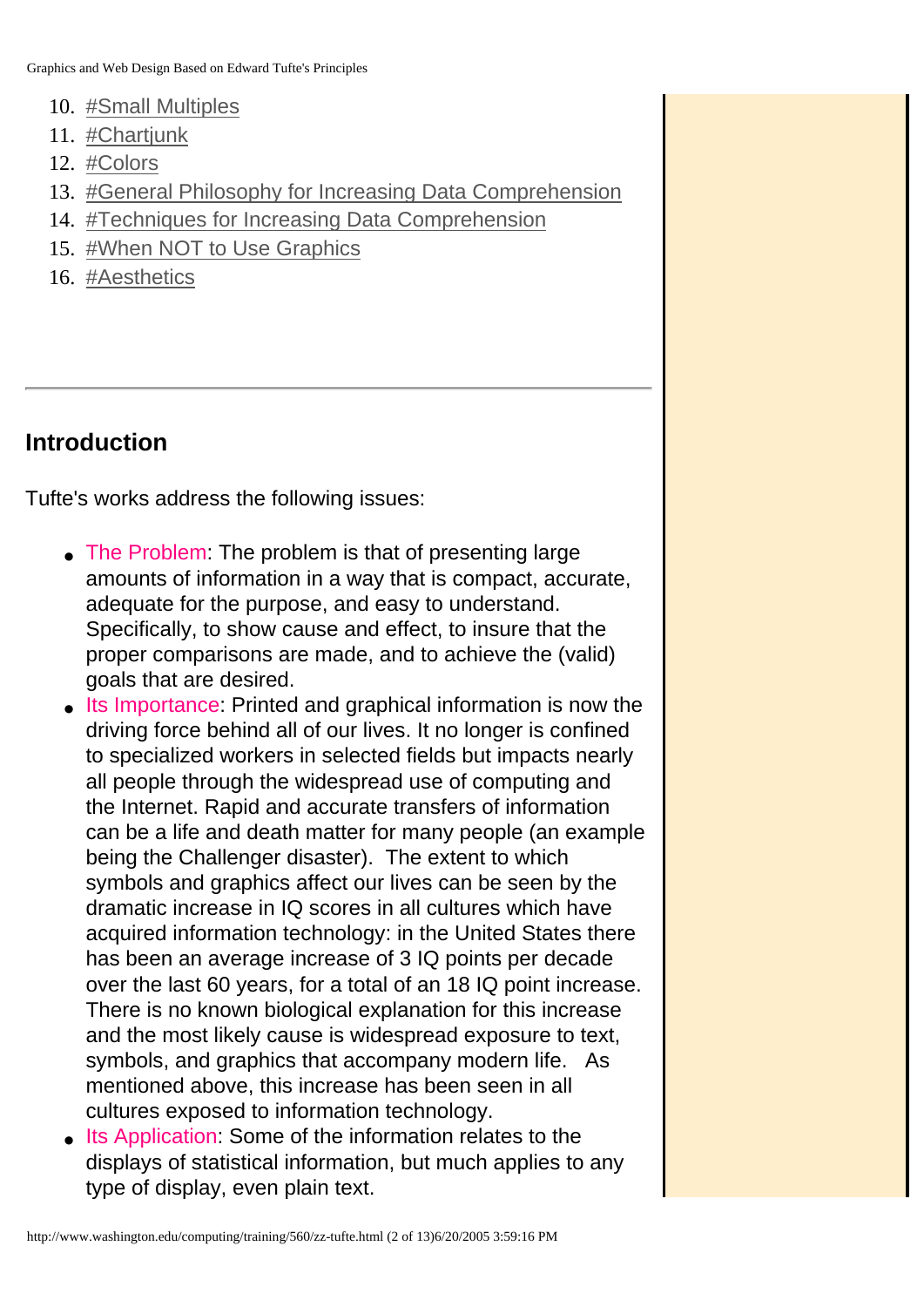10. #Small Multiples
11. #Chartjunk
12. #Colors
13. #General Philosophy for Increasing Data Comprehension
14. #Techniques for Increasing Data Comprehension
15. #When NOT to Use Graphics
16. #Aesthetics

---

## Introduction

Tufte's works address the following issues:

- The Problem: The problem is that of presenting large amounts of information in a way that is compact, accurate, adequate for the purpose, and easy to understand. Specifically, to show cause and effect, to insure that the proper comparisons are made, and to achieve the (valid) goals that are desired.
- Its Importance: Printed and graphical information is now the driving force behind all of our lives. It no longer is confined to specialized workers in selected fields but impacts nearly all people through the widespread use of computing and the Internet. Rapid and accurate transfers of information can be a life and death matter for many people (an example being the Challenger disaster). The extent to which symbols and graphics affect our lives can be seen by the dramatic increase in IQ scores in all cultures which have acquired information technology: in the United States there has been an average increase of 3 IQ points per decade over the last 60 years, for a total of an 18 IQ point increase. There is no known biological explanation for this increase and the most likely cause is widespread exposure to text, symbols, and graphics that accompany modern life. As mentioned above, this increase has been seen in all cultures exposed to information technology.
- Its Application: Some of the information relates to the displays of statistical information, but much applies to any type of display, even plain text.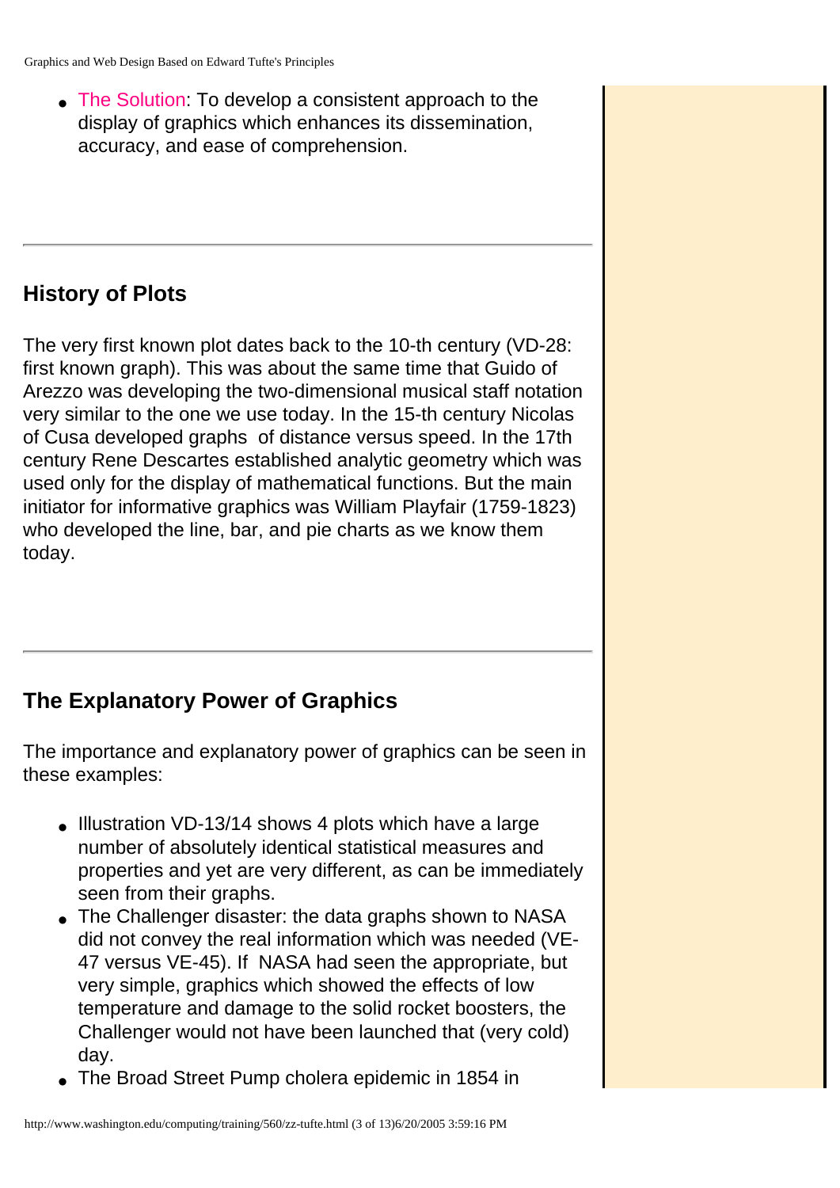- The Solution: To develop a consistent approach to the display of graphics which enhances its dissemination, accuracy, and ease of comprehension.

---

## History of Plots

The very first known plot dates back to the 10-th century (VD-28: first known graph). This was about the same time that Guido of Arezzo was developing the two-dimensional musical staff notation very similar to the one we use today. In the 15-th century Nicolas of Cusa developed graphs of distance versus speed. In the 17th century Rene Descartes established analytic geometry which was used only for the display of mathematical functions. But the main initiator for informative graphics was William Playfair (1759-1823) who developed the line, bar, and pie charts as we know them today.

---

## The Explanatory Power of Graphics

The importance and explanatory power of graphics can be seen in these examples:

- Illustration VD-13/14 shows 4 plots which have a large number of absolutely identical statistical measures and properties and yet are very different, as can be immediately seen from their graphs.
- The Challenger disaster: the data graphs shown to NASA did not convey the real information which was needed (VE-47 versus VE-45). If NASA had seen the appropriate, but very simple, graphics which showed the effects of low temperature and damage to the solid rocket boosters, the Challenger would not have been launched that (very cold) day.
- The Broad Street Pump cholera epidemic in 1854 in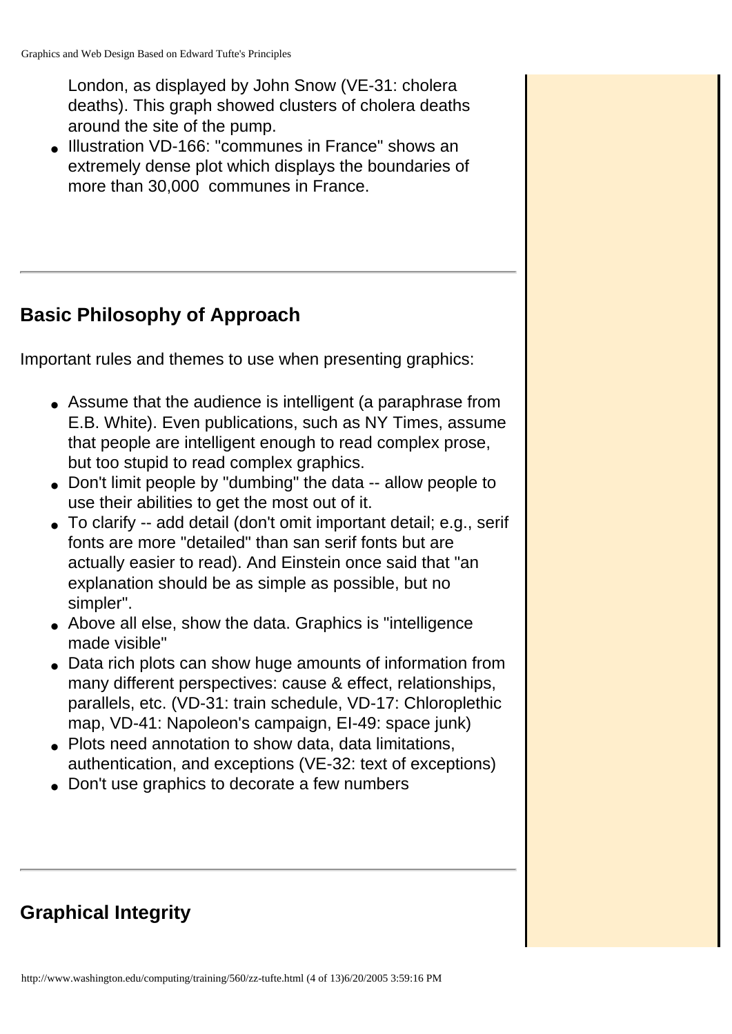London, as displayed by John Snow (VE-31: cholera deaths). This graph showed clusters of cholera deaths around the site of the pump.
- Illustration VD-166: "communes in France" shows an extremely dense plot which displays the boundaries of more than 30,000 communes in France.

---

## Basic Philosophy of Approach

Important rules and themes to use when presenting graphics:

- Assume that the audience is intelligent (a paraphrase from E.B. White). Even publications, such as NY Times, assume that people are intelligent enough to read complex prose, but too stupid to read complex graphics.
- Don't limit people by "dumbing" the data -- allow people to use their abilities to get the most out of it.
- To clarify -- add detail (don't omit important detail; e.g., serif fonts are more "detailed" than san serif fonts but are actually easier to read). And Einstein once said that "an explanation should be as simple as possible, but no simpler".
- Above all else, show the data. Graphics is "intelligence made visible"
- Data rich plots can show huge amounts of information from many different perspectives: cause & effect, relationships, parallels, etc. (VD-31: train schedule, VD-17: Chloroplethic map, VD-41: Napoleon's campaign, EI-49: space junk)
- Plots need annotation to show data, data limitations, authentication, and exceptions (VE-32: text of exceptions)
- Don't use graphics to decorate a few numbers

---

## Graphical Integrity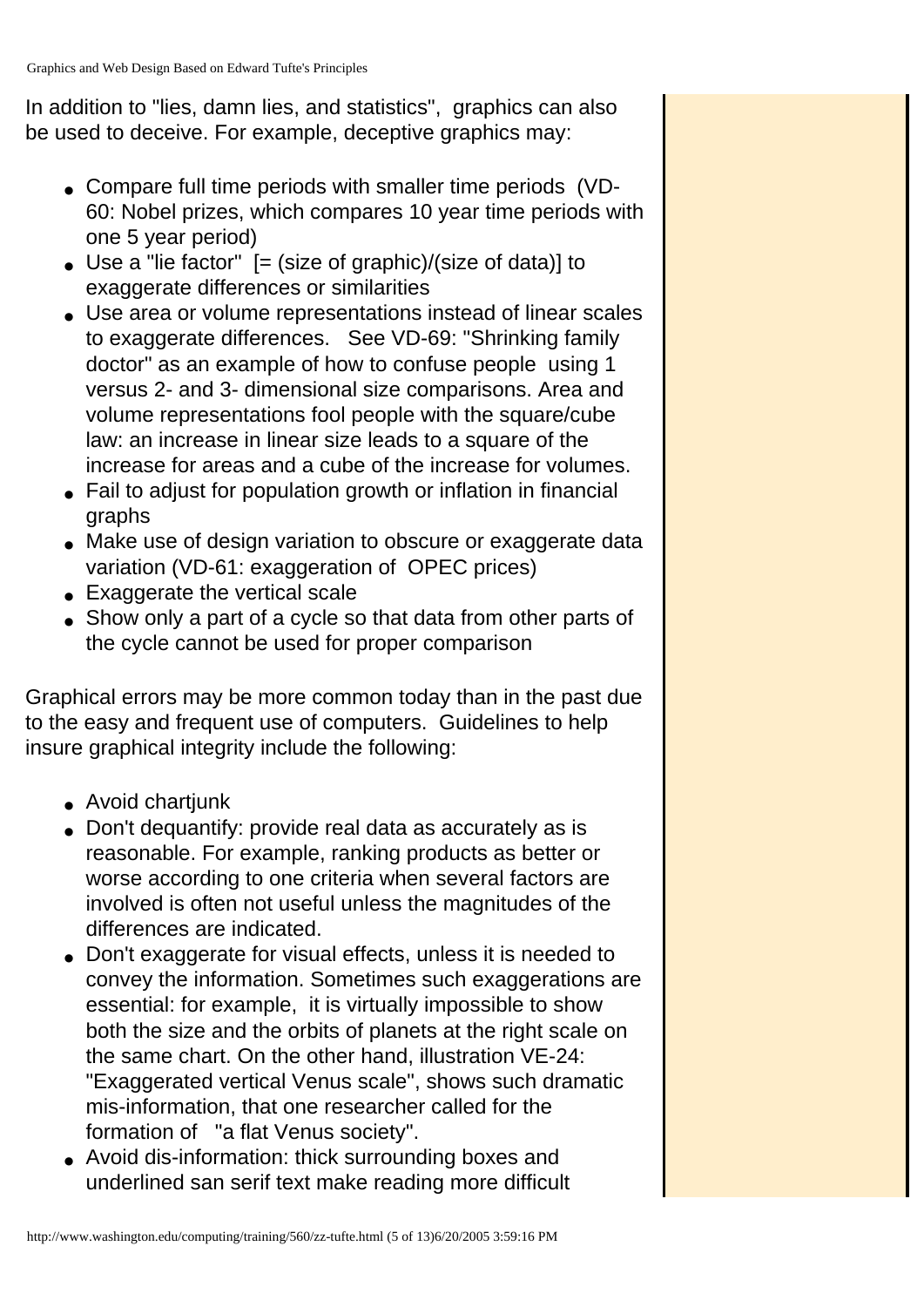In addition to "lies, damn lies, and statistics", graphics can also be used to deceive. For example, deceptive graphics may:

- Compare full time periods with smaller time periods (VD-60: Nobel prizes, which compares 10 year time periods with one 5 year period)
- Use a "lie factor" [= (size of graphic)/(size of data)] to exaggerate differences or similarities
- Use area or volume representations instead of linear scales to exaggerate differences. See VD-69: "Shrinking family doctor" as an example of how to confuse people using 1 versus 2- and 3- dimensional size comparisons. Area and volume representations fool people with the square/cube law: an increase in linear size leads to a square of the increase for areas and a cube of the increase for volumes.
- Fail to adjust for population growth or inflation in financial graphs
- Make use of design variation to obscure or exaggerate data variation (VD-61: exaggeration of OPEC prices)
- Exaggerate the vertical scale
- Show only a part of a cycle so that data from other parts of the cycle cannot be used for proper comparison

Graphical errors may be more common today than in the past due to the easy and frequent use of computers. Guidelines to help insure graphical integrity include the following:

- Avoid chartjunk
- Don't dequantify: provide real data as accurately as is reasonable. For example, ranking products as better or worse according to one criteria when several factors are involved is often not useful unless the magnitudes of the differences are indicated.
- Don't exaggerate for visual effects, unless it is needed to convey the information. Sometimes such exaggerations are essential: for example, it is virtually impossible to show both the size and the orbits of planets at the right scale on the same chart. On the other hand, illustration VE-24: "Exaggerated vertical Venus scale", shows such dramatic mis-information, that one researcher called for the formation of "a flat Venus society".
- Avoid dis-information: thick surrounding boxes and underlined san serif text make reading more difficult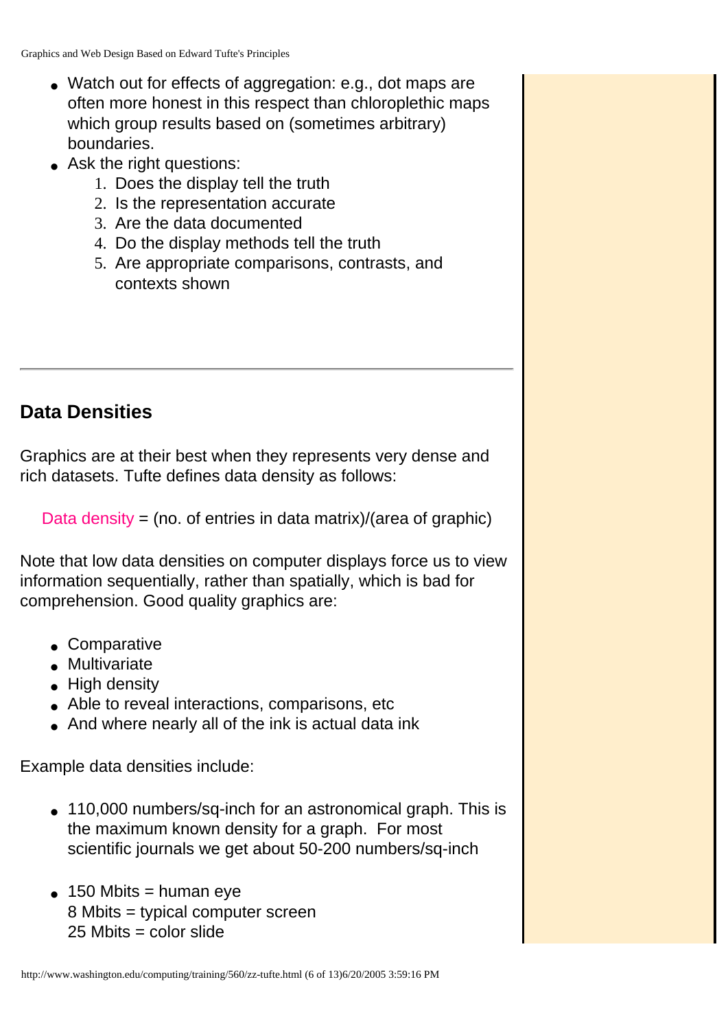- Watch out for effects of aggregation: e.g., dot maps are often more honest in this respect than chloroplethic maps which group results based on (sometimes arbitrary) boundaries.
- Ask the right questions:
    1. Does the display tell the truth
    2. Is the representation accurate
    3. Are the data documented
    4. Do the display methods tell the truth
    5. Are appropriate comparisons, contrasts, and contexts shown

---

## Data Densities

Graphics are at their best when they represents very dense and rich datasets. Tufte defines data density as follows:

Data density = (no. of entries in data matrix)/(area of graphic)

Note that low data densities on computer displays force us to view information sequentially, rather than spatially, which is bad for comprehension. Good quality graphics are:

- Comparative
- Multivariate
- High density
- Able to reveal interactions, comparisons, etc
- And where nearly all of the ink is actual data ink

Example data densities include:

- 110,000 numbers/sq-inch for an astronomical graph. This is the maximum known density for a graph. For most scientific journals we get about 50-200 numbers/sq-inch

- 150 Mbits = human eye  
  8 Mbits = typical computer screen  
  25 Mbits = color slide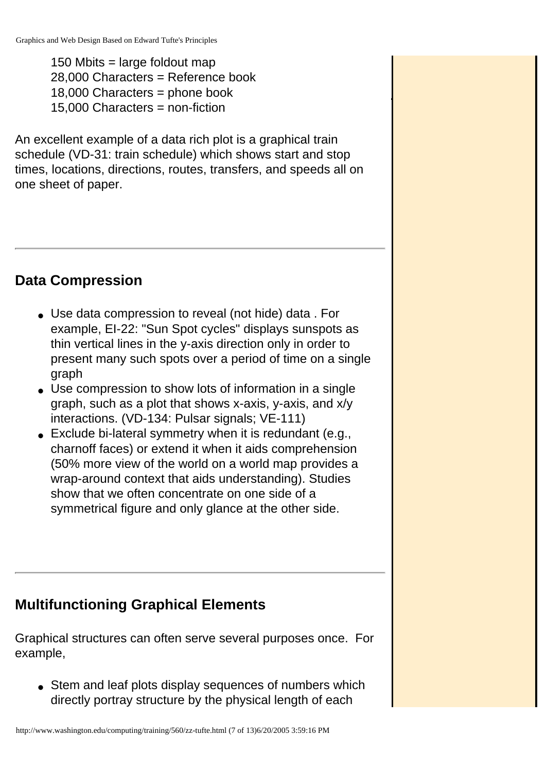150 Mbits = large foldout map
28,000 Characters = Reference book
18,000 Characters = phone book
15,000 Characters = non-fiction

An excellent example of a data rich plot is a graphical train schedule (VD-31: train schedule) which shows start and stop times, locations, directions, routes, transfers, and speeds all on one sheet of paper.

---

## Data Compression

- Use data compression to reveal (not hide) data . For example, EI-22: "Sun Spot cycles" displays sunspots as thin vertical lines in the y-axis direction only in order to present many such spots over a period of time on a single graph
- Use compression to show lots of information in a single graph, such as a plot that shows x-axis, y-axis, and x/y interactions. (VD-134: Pulsar signals; VE-111)
- Exclude bi-lateral symmetry when it is redundant (e.g., charnoff faces) or extend it when it aids comprehension (50% more view of the world on a world map provides a wrap-around context that aids understanding). Studies show that we often concentrate on one side of a symmetrical figure and only glance at the other side.

---

## Multifunctioning Graphical Elements

Graphical structures can often serve several purposes once. For example,

- Stem and leaf plots display sequences of numbers which directly portray structure by the physical length of each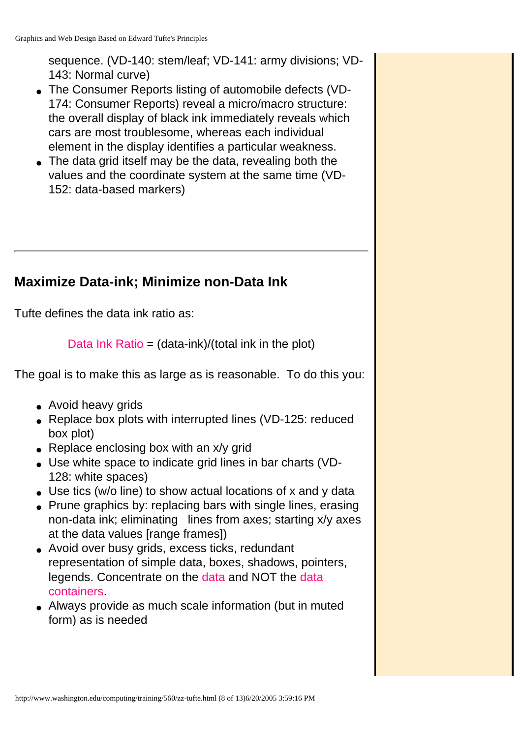sequence. (VD-140: stem/leaf; VD-141: army divisions; VD-143: Normal curve)

- The Consumer Reports listing of automobile defects (VD-174: Consumer Reports) reveal a micro/macro structure: the overall display of black ink immediately reveals which cars are most troublesome, whereas each individual element in the display identifies a particular weakness.
- The data grid itself may be the data, revealing both the values and the coordinate system at the same time (VD-152: data-based markers)

---

## Maximize Data-ink; Minimize non-Data Ink

Tufte defines the data ink ratio as:

Data Ink Ratio = (data-ink)/(total ink in the plot)

The goal is to make this as large as is reasonable. To do this you:

- Avoid heavy grids
- Replace box plots with interrupted lines (VD-125: reduced box plot)
- Replace enclosing box with an x/y grid
- Use white space to indicate grid lines in bar charts (VD-128: white spaces)
- Use tics (w/o line) to show actual locations of x and y data
- Prune graphics by: replacing bars with single lines, erasing non-data ink; eliminating lines from axes; starting x/y axes at the data values [range frames])
- Avoid over busy grids, excess ticks, redundant representation of simple data, boxes, shadows, pointers, legends. Concentrate on the data and NOT the data containers.
- Always provide as much scale information (but in muted form) as is needed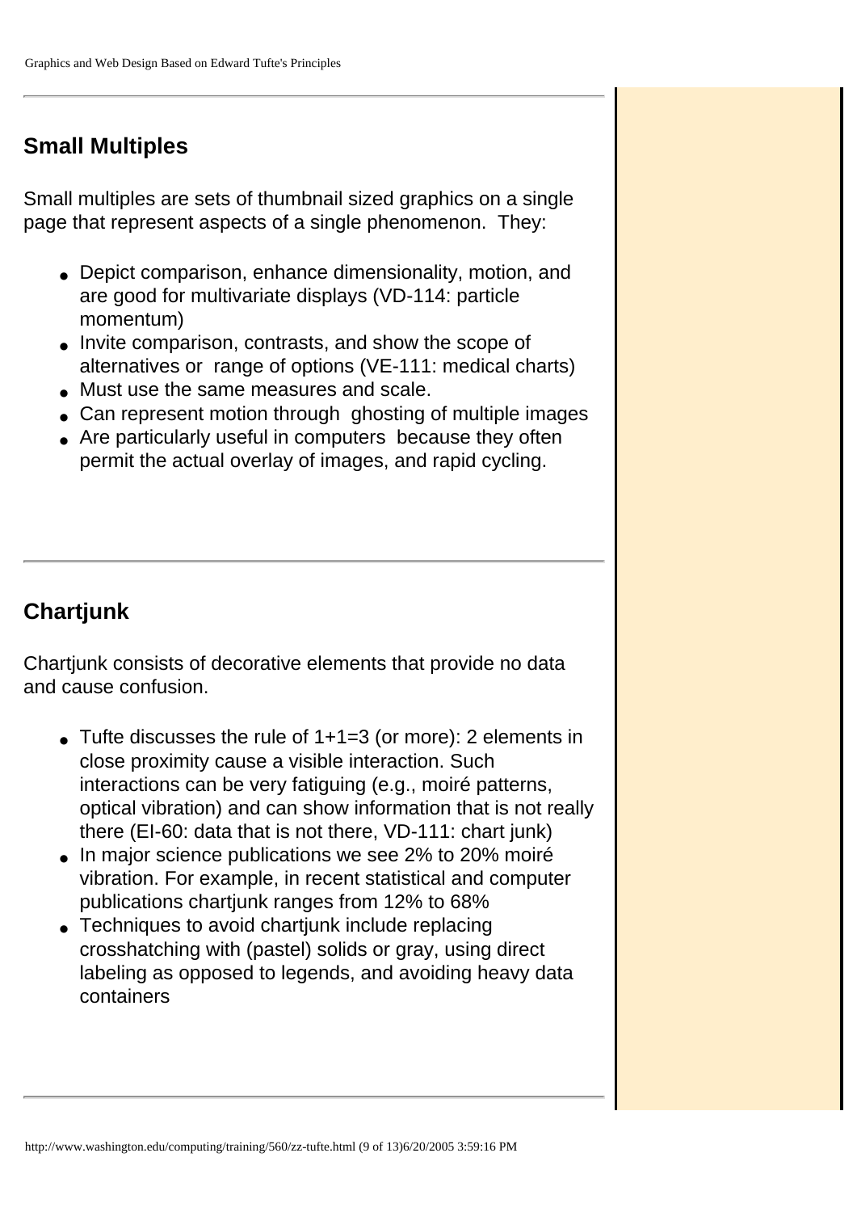## Small Multiples

Small multiples are sets of thumbnail sized graphics on a single page that represent aspects of a single phenomenon. They:

- Depict comparison, enhance dimensionality, motion, and are good for multivariate displays (VD-114: particle momentum)
- Invite comparison, contrasts, and show the scope of alternatives or range of options (VE-111: medical charts)
- Must use the same measures and scale.
- Can represent motion through ghosting of multiple images
- Are particularly useful in computers because they often permit the actual overlay of images, and rapid cycling.

---

## Chartjunk

Chartjunk consists of decorative elements that provide no data and cause confusion.

- Tufte discusses the rule of 1+1=3 (or more): 2 elements in close proximity cause a visible interaction. Such interactions can be very fatiguing (e.g., moiré patterns, optical vibration) and can show information that is not really there (EI-60: data that is not there, VD-111: chart junk)
- In major science publications we see 2% to 20% moiré vibration. For example, in recent statistical and computer publications chartjunk ranges from 12% to 68%
- Techniques to avoid chartjunk include replacing crosshatching with (pastel) solids or gray, using direct labeling as opposed to legends, and avoiding heavy data containers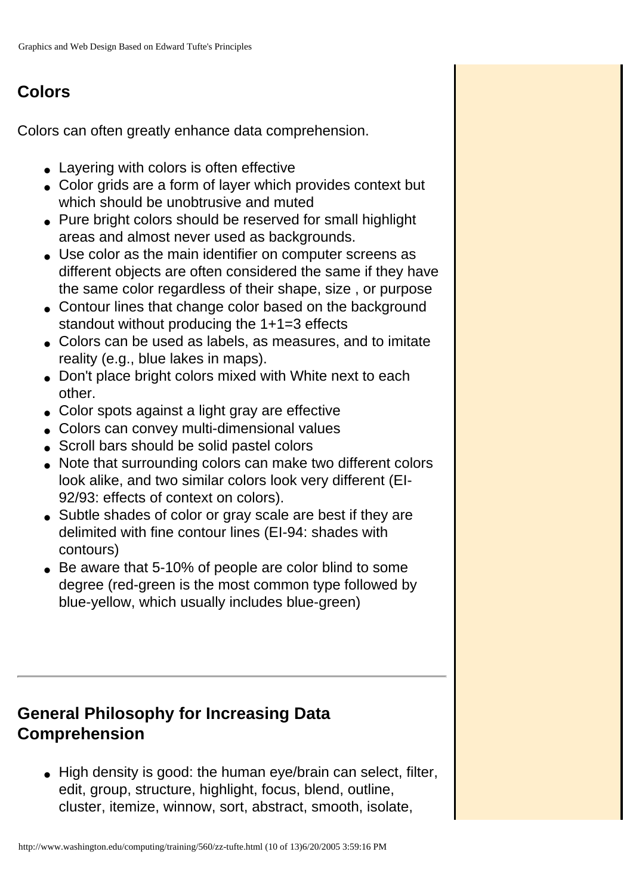## Colors

Colors can often greatly enhance data comprehension.

- Layering with colors is often effective
- Color grids are a form of layer which provides context but which should be unobtrusive and muted
- Pure bright colors should be reserved for small highlight areas and almost never used as backgrounds.
- Use color as the main identifier on computer screens as different objects are often considered the same if they have the same color regardless of their shape, size , or purpose
- Contour lines that change color based on the background standout without producing the 1+1=3 effects
- Colors can be used as labels, as measures, and to imitate reality (e.g., blue lakes in maps).
- Don't place bright colors mixed with White next to each other.
- Color spots against a light gray are effective
- Colors can convey multi-dimensional values
- Scroll bars should be solid pastel colors
- Note that surrounding colors can make two different colors look alike, and two similar colors look very different (EI-92/93: effects of context on colors).
- Subtle shades of color or gray scale are best if they are delimited with fine contour lines (EI-94: shades with contours)
- Be aware that 5-10% of people are color blind to some degree (red-green is the most common type followed by blue-yellow, which usually includes blue-green)

---

## General Philosophy for Increasing Data Comprehension

- High density is good: the human eye/brain can select, filter, edit, group, structure, highlight, focus, blend, outline, cluster, itemize, winnow, sort, abstract, smooth, isolate,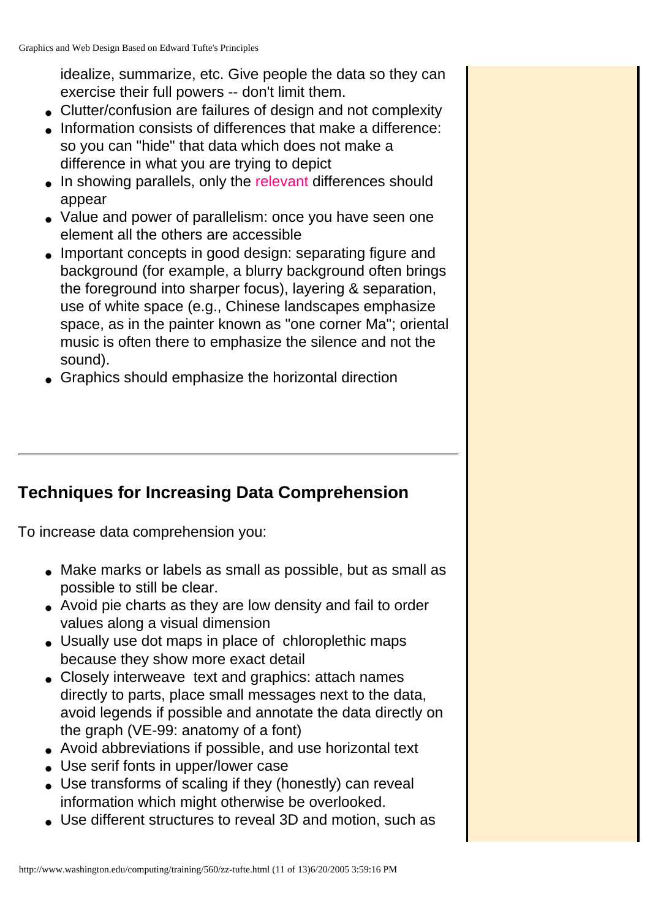idealize, summarize, etc. Give people the data so they can exercise their full powers -- don't limit them.

- Clutter/confusion are failures of design and not complexity
- Information consists of differences that make a difference: so you can "hide" that data which does not make a difference in what you are trying to depict
- In showing parallels, only the relevant differences should appear
- Value and power of parallelism: once you have seen one element all the others are accessible
- Important concepts in good design: separating figure and background (for example, a blurry background often brings the foreground into sharper focus), layering & separation, use of white space (e.g., Chinese landscapes emphasize space, as in the painter known as "one corner Ma"; oriental music is often there to emphasize the silence and not the sound).
- Graphics should emphasize the horizontal direction

---

## Techniques for Increasing Data Comprehension

To increase data comprehension you:

- Make marks or labels as small as possible, but as small as possible to still be clear.
- Avoid pie charts as they are low density and fail to order values along a visual dimension
- Usually use dot maps in place of chloroplethic maps because they show more exact detail
- Closely interweave text and graphics: attach names directly to parts, place small messages next to the data, avoid legends if possible and annotate the data directly on the graph (VE-99: anatomy of a font)
- Avoid abbreviations if possible, and use horizontal text
- Use serif fonts in upper/lower case
- Use transforms of scaling if they (honestly) can reveal information which might otherwise be overlooked.
- Use different structures to reveal 3D and motion, such as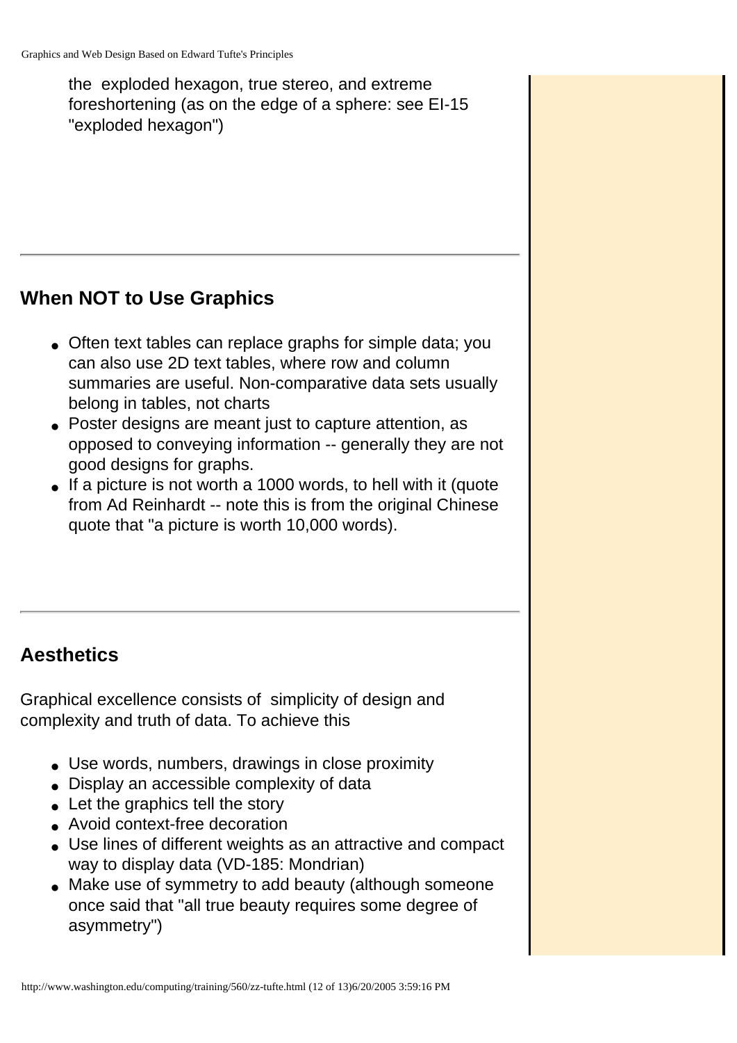the  exploded hexagon, true stereo, and extreme foreshortening (as on the edge of a sphere: see EI-15 "exploded hexagon")

---

## When NOT to Use Graphics

- Often text tables can replace graphs for simple data; you can also use 2D text tables, where row and column summaries are useful. Non-comparative data sets usually belong in tables, not charts
- Poster designs are meant just to capture attention, as opposed to conveying information -- generally they are not good designs for graphs.
- If a picture is not worth a 1000 words, to hell with it (quote from Ad Reinhardt -- note this is from the original Chinese quote that "a picture is worth 10,000 words).

---

## Aesthetics

Graphical excellence consists of  simplicity of design and complexity and truth of data. To achieve this

- Use words, numbers, drawings in close proximity
- Display an accessible complexity of data
- Let the graphics tell the story
- Avoid context-free decoration
- Use lines of different weights as an attractive and compact way to display data (VD-185: Mondrian)
- Make use of symmetry to add beauty (although someone once said that "all true beauty requires some degree of asymmetry")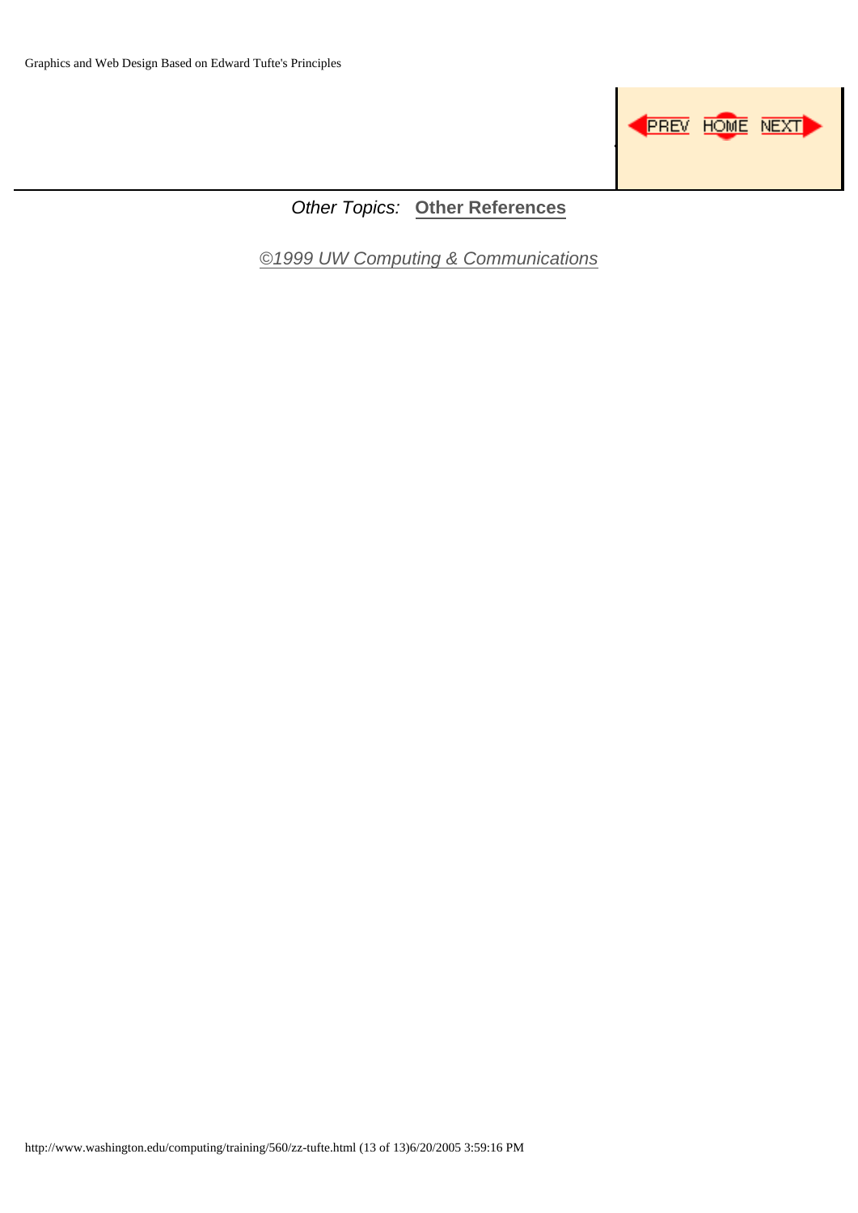PREV HOME NEXT

*Other Topics:* **Other References**

*©1999 UW Computing & Communications*